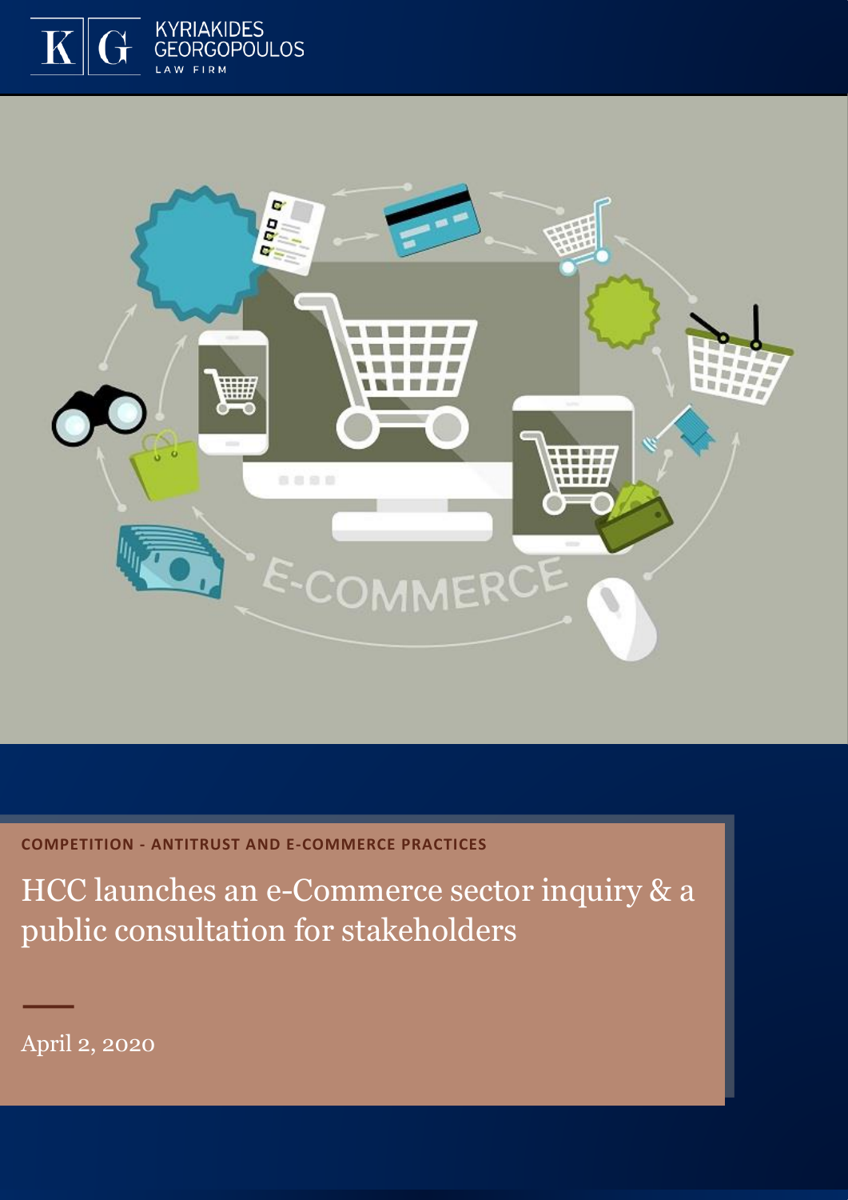KYRIAKIDES GEORGOPOULOS LAW FIRM

**COMPETITION - ANTITRUST AND E-COMMERCE PRACTICES**

# HCC launches an e-Commerce sector inquiry & a public consultation for stakeholders

April 2, 2020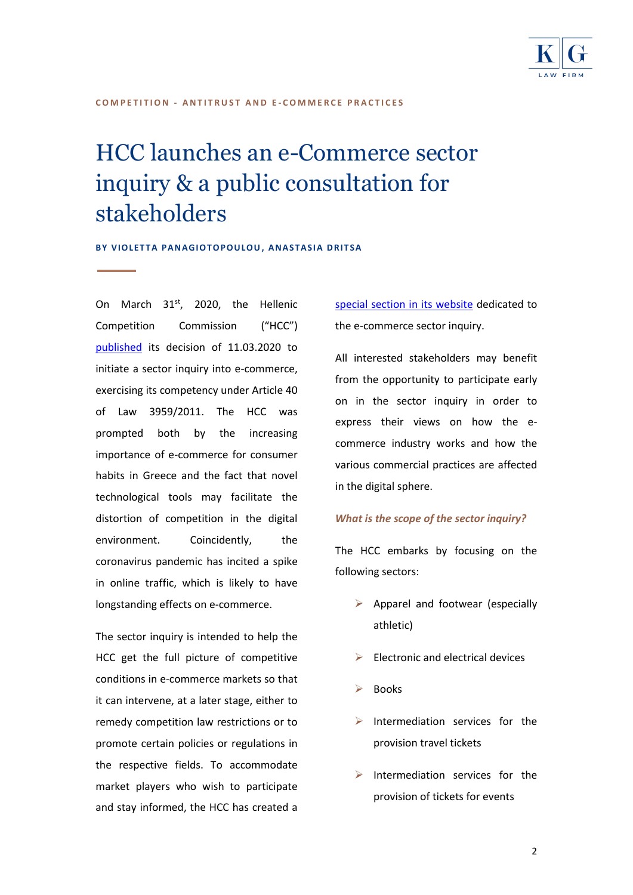COMPETITION - ANTITRUST AND E-COMMERCE PRACTICES

# HCC launches an e-Commerce sector inquiry & a public consultation for stakeholders

**BY VIOLETTA PANAGIOTOPOULOU, ANASTASIA DRITSA**

On March 31st, 2020, the Hellenic Competition Commission ("HCC") published its decision of 11.03.2020 to initiate a sector inquiry into e-commerce, exercising its competency under Article 40 of Law 3959/2011. The HCC was prompted both by the increasing importance of e-commerce for consumer habits in Greece and the fact that novel technological tools may facilitate the distortion of competition in the digital environment. Coincidently, the coronavirus pandemic has incited a spike in online traffic, which is likely to have longstanding effects on e-commerce.

The sector inquiry is intended to help the HCC get the full picture of competitive conditions in e-commerce markets so that it can intervene, at a later stage, either to remedy competition law restrictions or to promote certain policies or regulations in the respective fields. To accommodate market players who wish to participate and stay informed, the HCC has created a special section in its website dedicated to the e-commerce sector inquiry.

All interested stakeholders may benefit from the opportunity to participate early on in the sector inquiry in order to express their views on how the e-commerce industry works and how the various commercial practices are affected in the digital sphere.

### *What is the scope of the sector inquiry?*

The HCC embarks by focusing on the following sectors:

- Apparel and footwear (especially athletic)
- Electronic and electrical devices
- Books
- Intermediation services for the provision travel tickets
- Intermediation services for the provision of tickets for events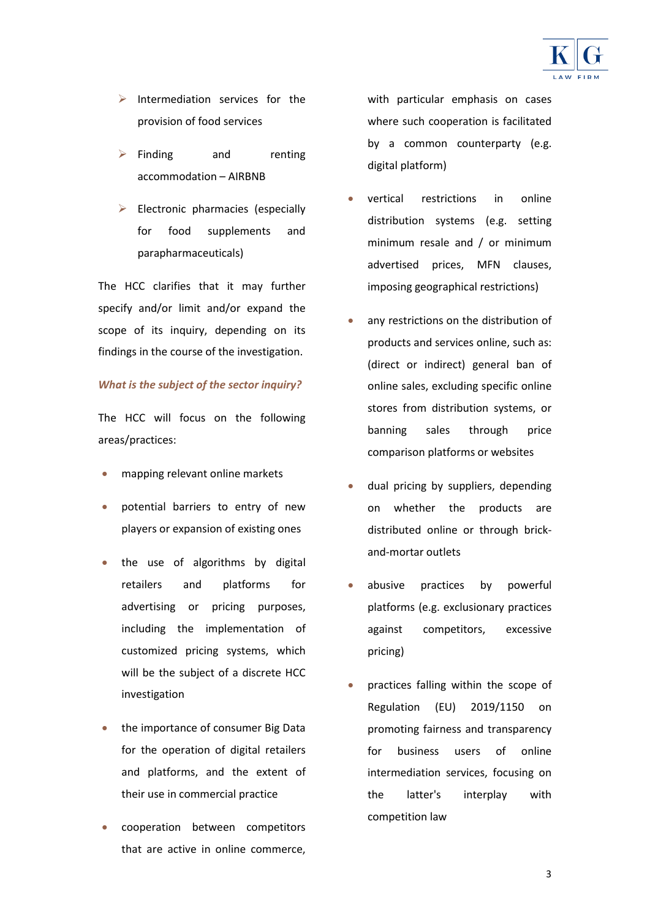- Intermediation services for the provision of food services
- Finding and renting accommodation – AIRBNB
- Electronic pharmacies (especially for food supplements and parapharmaceuticals)

The HCC clarifies that it may further specify and/or limit and/or expand the scope of its inquiry, depending on its findings in the course of the investigation.

***What is the subject of the sector inquiry?***

The HCC will focus on the following areas/practices:

- mapping relevant online markets
- potential barriers to entry of new players or expansion of existing ones
- the use of algorithms by digital retailers and platforms for advertising or pricing purposes, including the implementation of customized pricing systems, which will be the subject of a discrete HCC investigation
- the importance of consumer Big Data for the operation of digital retailers and platforms, and the extent of their use in commercial practice
- cooperation between competitors that are active in online commerce, with particular emphasis on cases where such cooperation is facilitated by a common counterparty (e.g. digital platform)
- vertical restrictions in online distribution systems (e.g. setting minimum resale and / or minimum advertised prices, MFN clauses, imposing geographical restrictions)
- any restrictions on the distribution of products and services online, such as: (direct or indirect) general ban of online sales, excluding specific online stores from distribution systems, or banning sales through price comparison platforms or websites
- dual pricing by suppliers, depending on whether the products are distributed online or through brick-and-mortar outlets
- abusive practices by powerful platforms (e.g. exclusionary practices against competitors, excessive pricing)
- practices falling within the scope of Regulation (EU) 2019/1150 on promoting fairness and transparency for business users of online intermediation services, focusing on the latter's interplay with competition law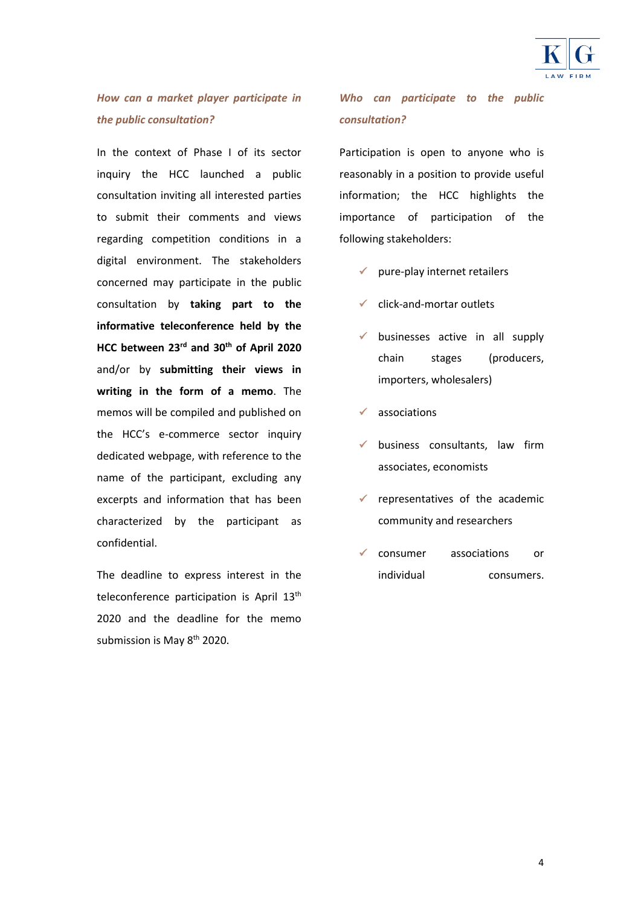### *How can a market player participate in the public consultation?*

In the context of Phase I of its sector inquiry the HCC launched a public consultation inviting all interested parties to submit their comments and views regarding competition conditions in a digital environment. The stakeholders concerned may participate in the public consultation by **taking part to the informative teleconference held by the HCC between 23rd and 30th of April 2020** and/or by **submitting their views in writing in the form of a memo**. The memos will be compiled and published on the HCC's e-commerce sector inquiry dedicated webpage, with reference to the name of the participant, excluding any excerpts and information that has been characterized by the participant as confidential.

The deadline to express interest in the teleconference participation is April 13th 2020 and the deadline for the memo submission is May 8th 2020.

### *Who can participate to the public consultation?*

Participation is open to anyone who is reasonably in a position to provide useful information; the HCC highlights the importance of participation of the following stakeholders:

- ✓ pure-play internet retailers
- ✓ click-and-mortar outlets
- ✓ businesses active in all supply chain stages (producers, importers, wholesalers)
- ✓ associations
- ✓ business consultants, law firm associates, economists
- ✓ representatives of the academic community and researchers
- ✓ consumer associations or individual consumers.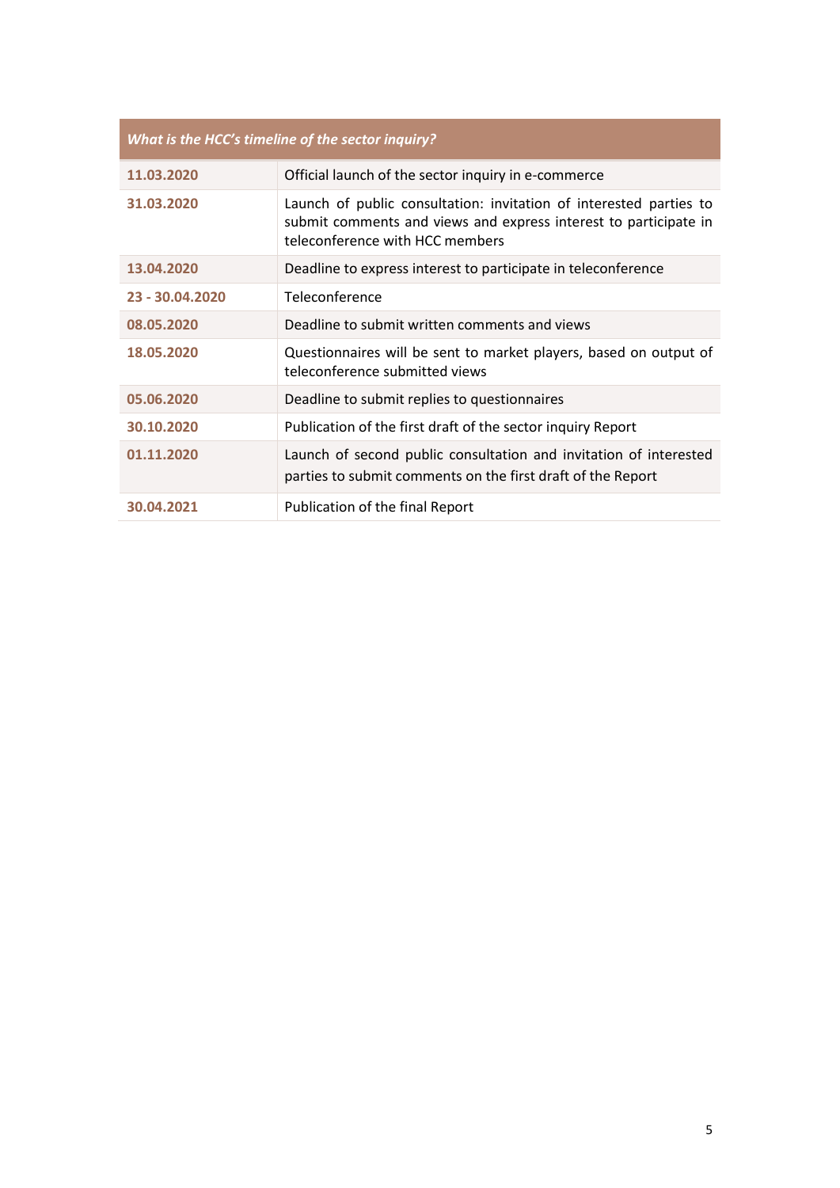| *What is the HCC's timeline of the sector inquiry?* | |
|---|---|
| **11.03.2020** | Official launch of the sector inquiry in e-commerce |
| **31.03.2020** | Launch of public consultation: invitation of interested parties to submit comments and views and express interest to participate in teleconference with HCC members |
| **13.04.2020** | Deadline to express interest to participate in teleconference |
| **23 - 30.04.2020** | Teleconference |
| **08.05.2020** | Deadline to submit written comments and views |
| **18.05.2020** | Questionnaires will be sent to market players, based on output of teleconference submitted views |
| **05.06.2020** | Deadline to submit replies to questionnaires |
| **30.10.2020** | Publication of the first draft of the sector inquiry Report |
| **01.11.2020** | Launch of second public consultation and invitation of interested parties to submit comments on the first draft of the Report |
| **30.04.2021** | Publication of the final Report |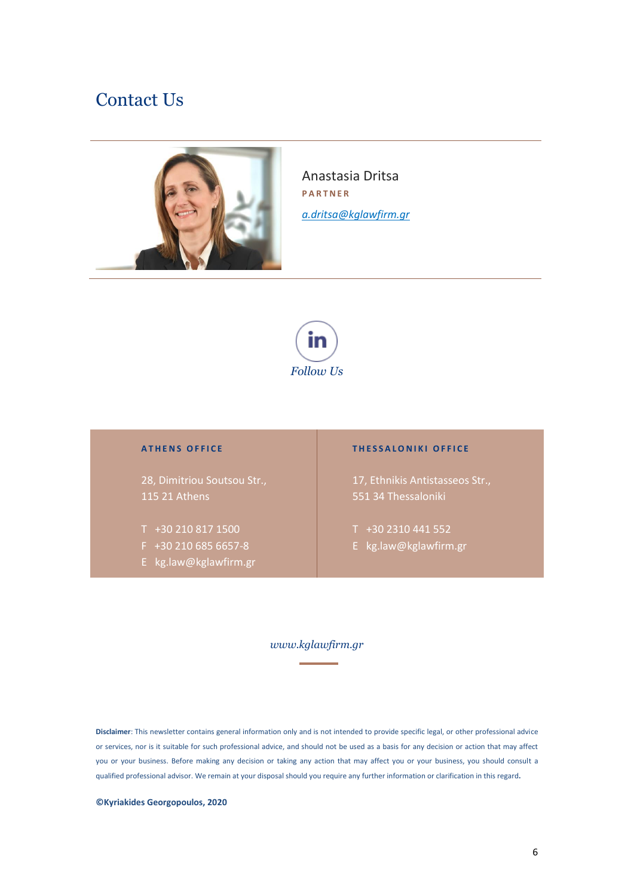# Contact Us

Anastasia Dritsa

**PARTNER**

*a.dritsa@kglawfirm.gr*

*Follow Us*

**ATHENS OFFICE**

28, Dimitriou Soutsou Str.,
115 21 Athens

T +30 210 817 1500
F +30 210 685 6657-8
E kg.law@kglawfirm.gr

**THESSALONIKI OFFICE**

17, Ethnikis Antistasseos Str.,
551 34 Thessaloniki

T +30 2310 441 552
E kg.law@kglawfirm.gr

*www.kglawfirm.gr*

**Disclaimer**: This newsletter contains general information only and is not intended to provide specific legal, or other professional advice or services, nor is it suitable for such professional advice, and should not be used as a basis for any decision or action that may affect you or your business. Before making any decision or taking any action that may affect you or your business, you should consult a qualified professional advisor. We remain at your disposal should you require any further information or clarification in this regard.

**©Kyriakides Georgopoulos, 2020**